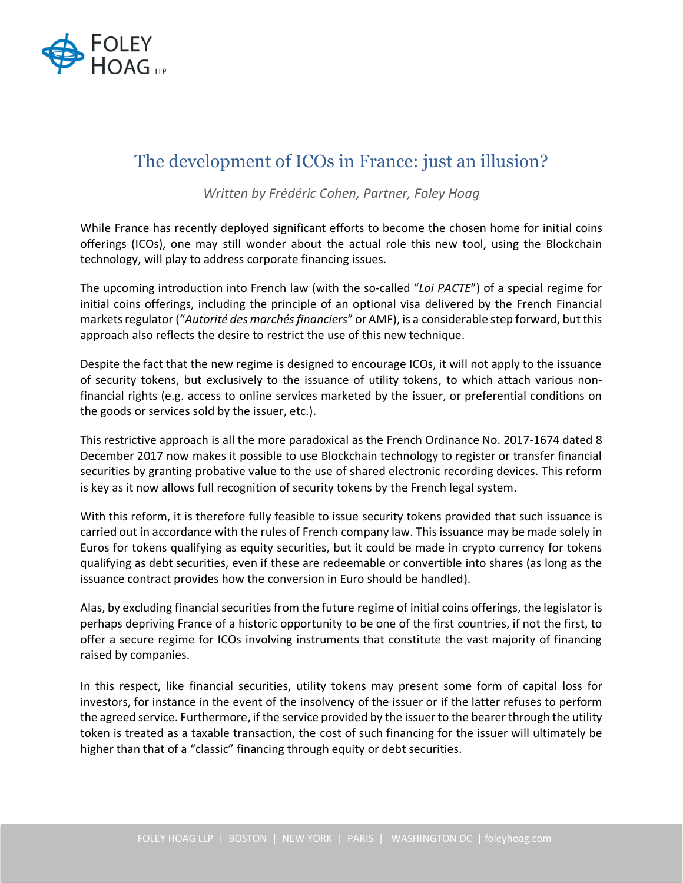# The development of ICOs in France: just an illusion?

*Written by Frédéric Cohen, Partner, Foley Hoag*

While France has recently deployed significant efforts to become the chosen home for initial coins offerings (ICOs), one may still wonder about the actual role this new tool, using the Blockchain technology, will play to address corporate financing issues.

The upcoming introduction into French law (with the so-called "*Loi PACTE*") of a special regime for initial coins offerings, including the principle of an optional visa delivered by the French Financial markets regulator ("*Autorité des marchés financiers*" or AMF), is a considerable step forward, but this approach also reflects the desire to restrict the use of this new technique.

Despite the fact that the new regime is designed to encourage ICOs, it will not apply to the issuance of security tokens, but exclusively to the issuance of utility tokens, to which attach various non-financial rights (e.g. access to online services marketed by the issuer, or preferential conditions on the goods or services sold by the issuer, etc.).

This restrictive approach is all the more paradoxical as the French Ordinance No. 2017-1674 dated 8 December 2017 now makes it possible to use Blockchain technology to register or transfer financial securities by granting probative value to the use of shared electronic recording devices. This reform is key as it now allows full recognition of security tokens by the French legal system.

With this reform, it is therefore fully feasible to issue security tokens provided that such issuance is carried out in accordance with the rules of French company law. This issuance may be made solely in Euros for tokens qualifying as equity securities, but it could be made in crypto currency for tokens qualifying as debt securities, even if these are redeemable or convertible into shares (as long as the issuance contract provides how the conversion in Euro should be handled).

Alas, by excluding financial securities from the future regime of initial coins offerings, the legislator is perhaps depriving France of a historic opportunity to be one of the first countries, if not the first, to offer a secure regime for ICOs involving instruments that constitute the vast majority of financing raised by companies.

In this respect, like financial securities, utility tokens may present some form of capital loss for investors, for instance in the event of the insolvency of the issuer or if the latter refuses to perform the agreed service. Furthermore, if the service provided by the issuer to the bearer through the utility token is treated as a taxable transaction, the cost of such financing for the issuer will ultimately be higher than that of a "classic" financing through equity or debt securities.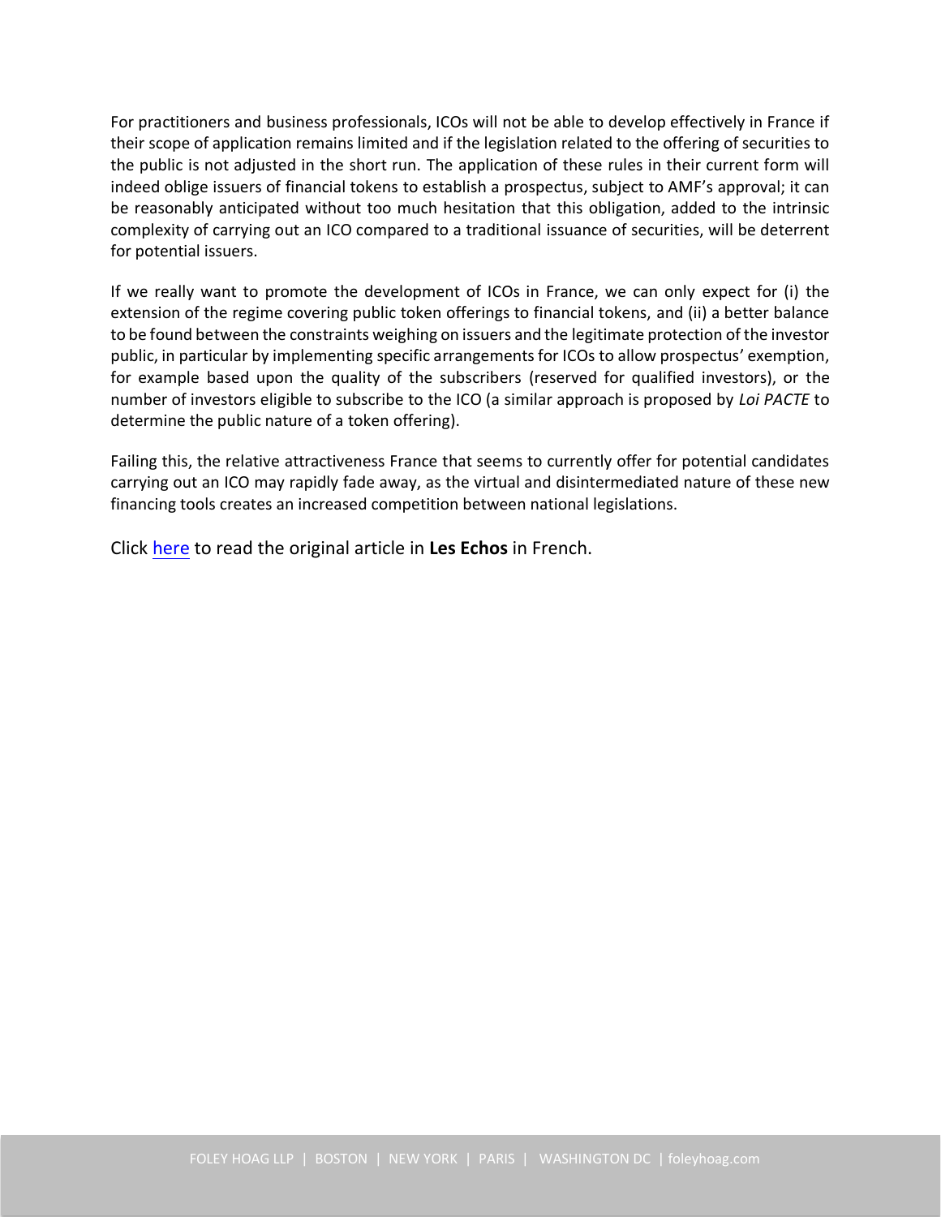For practitioners and business professionals, ICOs will not be able to develop effectively in France if their scope of application remains limited and if the legislation related to the offering of securities to the public is not adjusted in the short run. The application of these rules in their current form will indeed oblige issuers of financial tokens to establish a prospectus, subject to AMF's approval; it can be reasonably anticipated without too much hesitation that this obligation, added to the intrinsic complexity of carrying out an ICO compared to a traditional issuance of securities, will be deterrent for potential issuers.

If we really want to promote the development of ICOs in France, we can only expect for (i) the extension of the regime covering public token offerings to financial tokens, and (ii) a better balance to be found between the constraints weighing on issuers and the legitimate protection of the investor public, in particular by implementing specific arrangements for ICOs to allow prospectus' exemption, for example based upon the quality of the subscribers (reserved for qualified investors), or the number of investors eligible to subscribe to the ICO (a similar approach is proposed by *Loi PACTE* to determine the public nature of a token offering).

Failing this, the relative attractiveness France that seems to currently offer for potential candidates carrying out an ICO may rapidly fade away, as the virtual and disintermediated nature of these new financing tools creates an increased competition between national legislations.

Click here to read the original article in **Les Echos** in French.